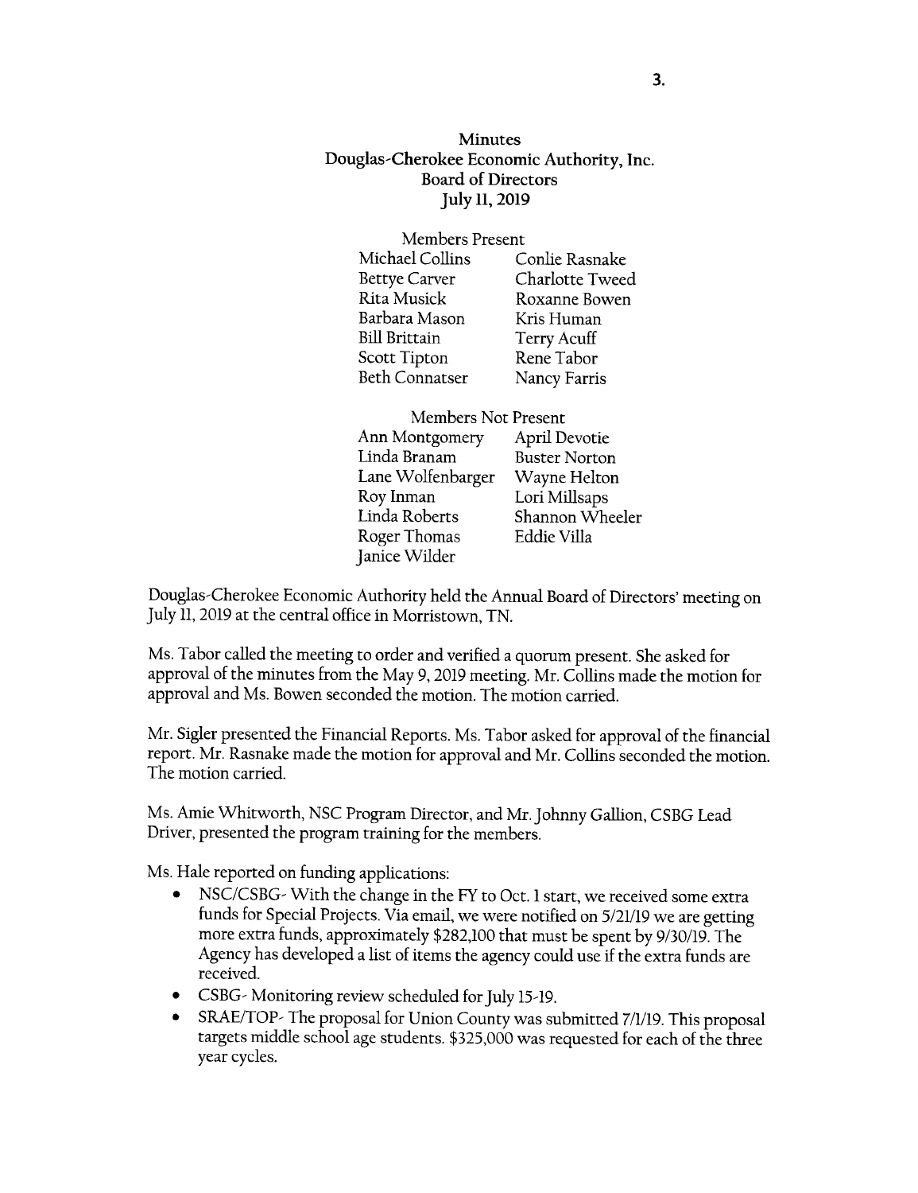# Minutes
## Douglas-Cherokee Economic Authority, Inc.
## Board of Directors
## July 11, 2019

Members Present

| | |
|---|---|
| Michael Collins | Conlie Rasnake |
| Bettye Carver | Charlotte Tweed |
| Rita Musick | Roxanne Bowen |
| Barbara Mason | Kris Human |
| Bill Brittain | Terry Acuff |
| Scott Tipton | Rene Tabor |
| Beth Connatser | Nancy Farris |

Members Not Present

| | |
|---|---|
| Ann Montgomery | April Devotie |
| Linda Branam | Buster Norton |
| Lane Wolfenbarger | Wayne Helton |
| Roy Inman | Lori Millsaps |
| Linda Roberts | Shannon Wheeler |
| Roger Thomas | Eddie Villa |
| Janice Wilder | |

Douglas-Cherokee Economic Authority held the Annual Board of Directors' meeting on July 11, 2019 at the central office in Morristown, TN.

Ms. Tabor called the meeting to order and verified a quorum present. She asked for approval of the minutes from the May 9, 2019 meeting. Mr. Collins made the motion for approval and Ms. Bowen seconded the motion. The motion carried.

Mr. Sigler presented the Financial Reports. Ms. Tabor asked for approval of the financial report. Mr. Rasnake made the motion for approval and Mr. Collins seconded the motion. The motion carried.

Ms. Amie Whitworth, NSC Program Director, and Mr. Johnny Gallion, CSBG Lead Driver, presented the program training for the members.

Ms. Hale reported on funding applications:

- NSC/CSBG- With the change in the FY to Oct. 1 start, we received some extra funds for Special Projects. Via email, we were notified on 5/21/19 we are getting more extra funds, approximately $282,100 that must be spent by 9/30/19. The Agency has developed a list of items the agency could use if the extra funds are received.
- CSBG- Monitoring review scheduled for July 15-19.
- SRAE/TOP- The proposal for Union County was submitted 7/1/19. This proposal targets middle school age students. $325,000 was requested for each of the three year cycles.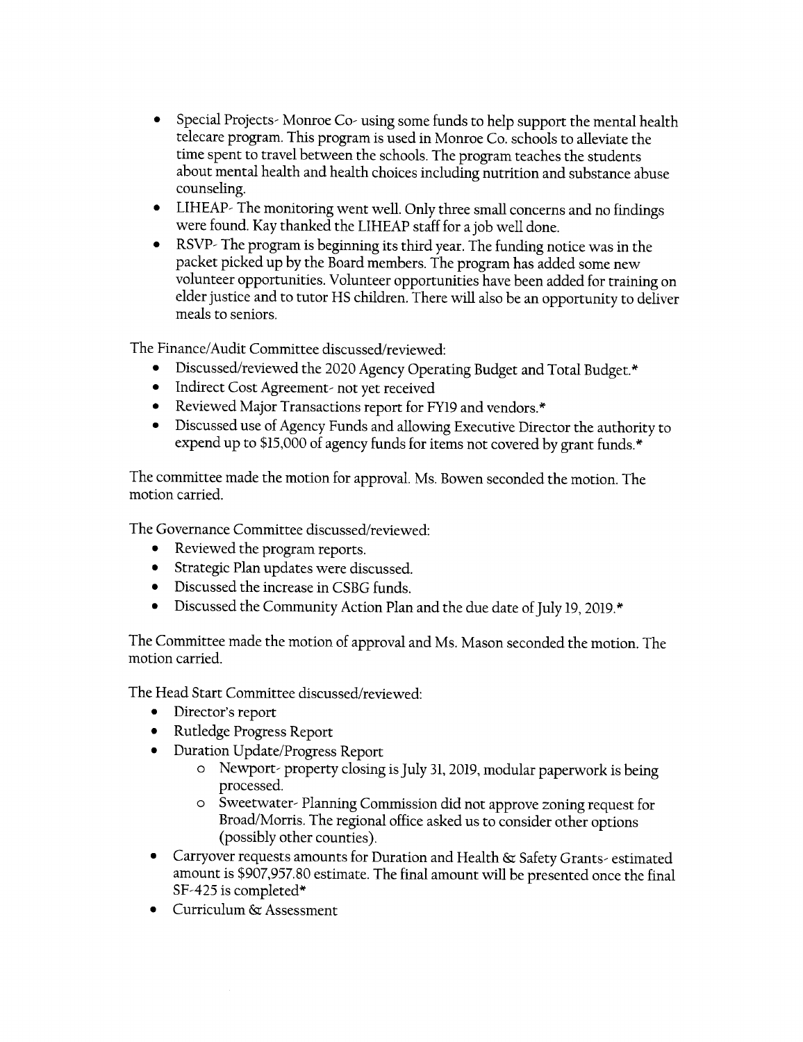- Special Projects- Monroe Co- using some funds to help support the mental health telecare program. This program is used in Monroe Co. schools to alleviate the time spent to travel between the schools. The program teaches the students about mental health and health choices including nutrition and substance abuse counseling.
- LIHEAP- The monitoring went well. Only three small concerns and no findings were found. Kay thanked the LIHEAP staff for a job well done.
- RSVP- The program is beginning its third year. The funding notice was in the packet picked up by the Board members. The program has added some new volunteer opportunities. Volunteer opportunities have been added for training on elder justice and to tutor HS children. There will also be an opportunity to deliver meals to seniors.

The Finance/Audit Committee discussed/reviewed:

- Discussed/reviewed the 2020 Agency Operating Budget and Total Budget.*
- Indirect Cost Agreement- not yet received
- Reviewed Major Transactions report for FY19 and vendors.*
- Discussed use of Agency Funds and allowing Executive Director the authority to expend up to $15,000 of agency funds for items not covered by grant funds.*

The committee made the motion for approval. Ms. Bowen seconded the motion. The motion carried.

The Governance Committee discussed/reviewed:

- Reviewed the program reports.
- Strategic Plan updates were discussed.
- Discussed the increase in CSBG funds.
- Discussed the Community Action Plan and the due date of July 19, 2019.*

The Committee made the motion of approval and Ms. Mason seconded the motion. The motion carried.

The Head Start Committee discussed/reviewed:

- Director's report
- Rutledge Progress Report
- Duration Update/Progress Report
  - Newport- property closing is July 31, 2019, modular paperwork is being processed.
  - Sweetwater- Planning Commission did not approve zoning request for Broad/Morris. The regional office asked us to consider other options (possibly other counties).
- Carryover requests amounts for Duration and Health & Safety Grants- estimated amount is $907,957.80 estimate. The final amount will be presented once the final SF-425 is completed*
- Curriculum & Assessment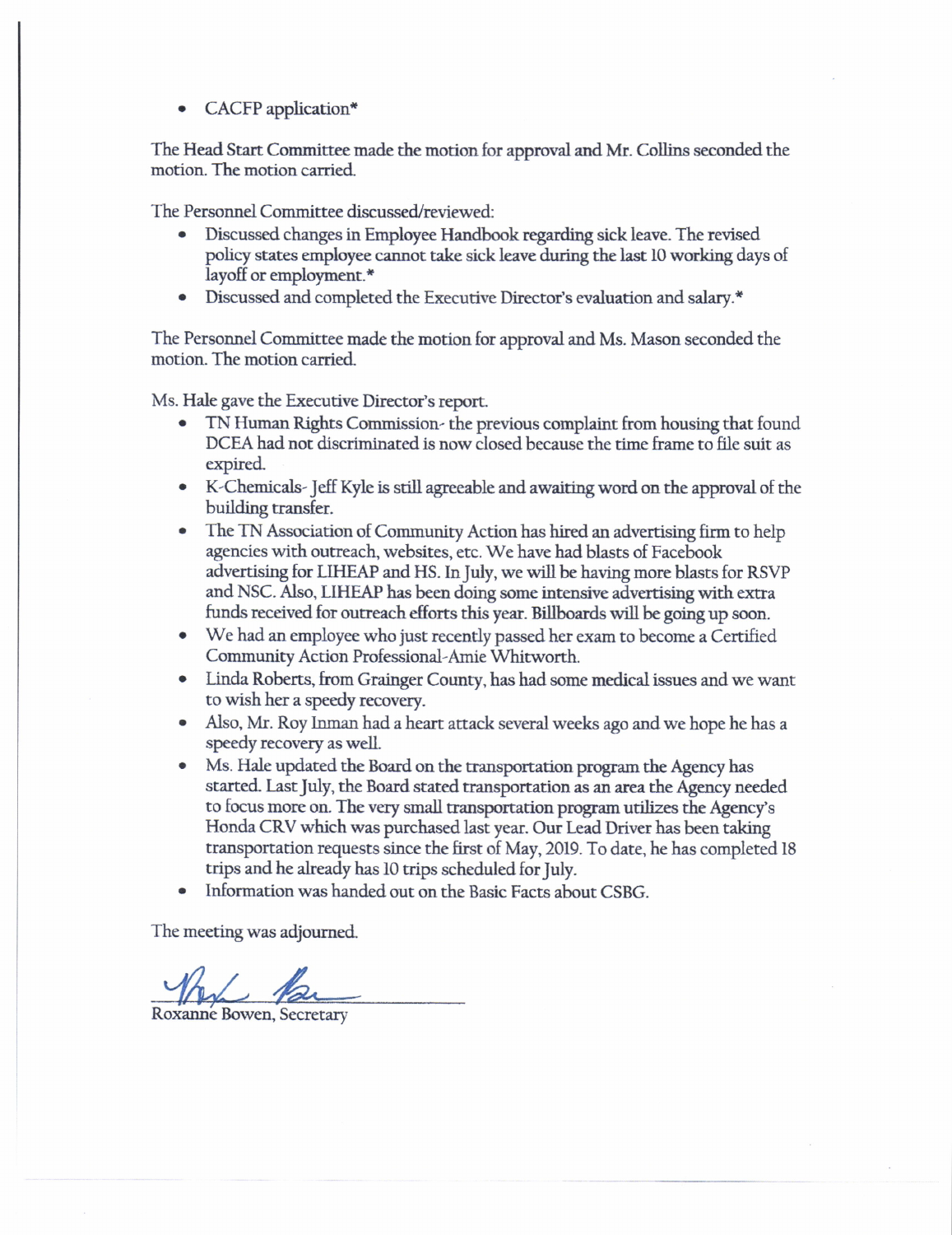- CACFP application*

The Head Start Committee made the motion for approval and Mr. Collins seconded the motion. The motion carried.

The Personnel Committee discussed/reviewed:

- Discussed changes in Employee Handbook regarding sick leave. The revised policy states employee cannot take sick leave during the last 10 working days of layoff or employment.*
- Discussed and completed the Executive Director's evaluation and salary.*

The Personnel Committee made the motion for approval and Ms. Mason seconded the motion. The motion carried.

Ms. Hale gave the Executive Director's report.

- TN Human Rights Commission- the previous complaint from housing that found DCEA had not discriminated is now closed because the time frame to file suit as expired.
- K-Chemicals- Jeff Kyle is still agreeable and awaiting word on the approval of the building transfer.
- The TN Association of Community Action has hired an advertising firm to help agencies with outreach, websites, etc. We have had blasts of Facebook advertising for LIHEAP and HS. In July, we will be having more blasts for RSVP and NSC. Also, LIHEAP has been doing some intensive advertising with extra funds received for outreach efforts this year. Billboards will be going up soon.
- We had an employee who just recently passed her exam to become a Certified Community Action Professional-Amie Whitworth.
- Linda Roberts, from Grainger County, has had some medical issues and we want to wish her a speedy recovery.
- Also, Mr. Roy Inman had a heart attack several weeks ago and we hope he has a speedy recovery as well.
- Ms. Hale updated the Board on the transportation program the Agency has started. Last July, the Board stated transportation as an area the Agency needed to focus more on. The very small transportation program utilizes the Agency's Honda CRV which was purchased last year. Our Lead Driver has been taking transportation requests since the first of May, 2019. To date, he has completed 18 trips and he already has 10 trips scheduled for July.
- Information was handed out on the Basic Facts about CSBG.

The meeting was adjourned.

Roxanne Bowen, Secretary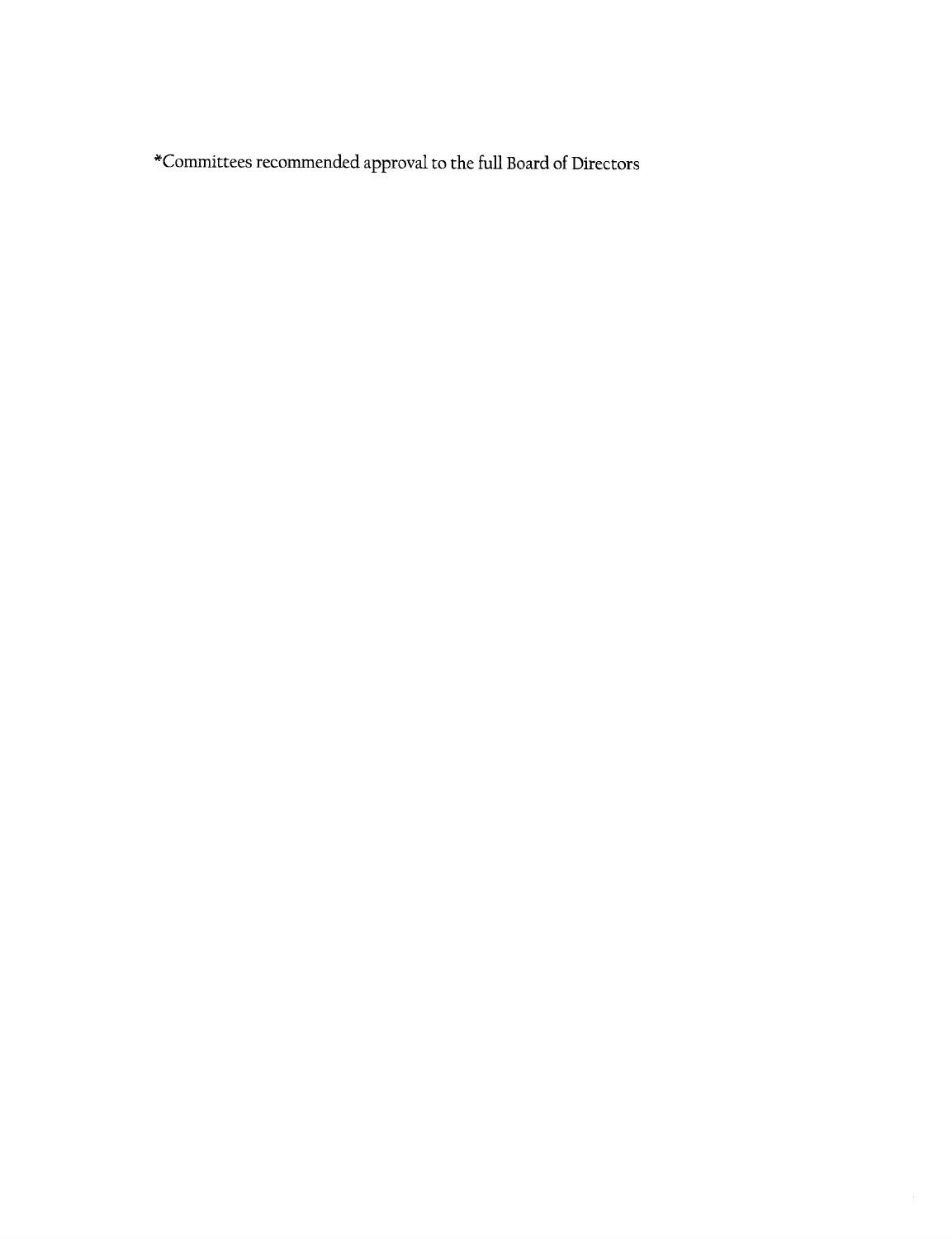*Committees recommended approval to the full Board of Directors